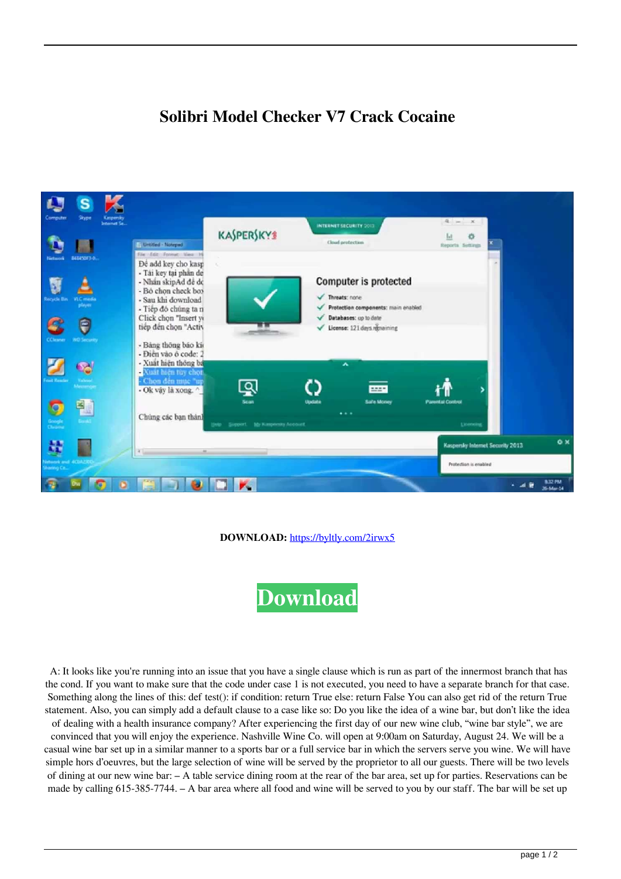# Solibri Model Checker V7 Crack Cocaine

**DOWNLOAD:** https://byltly.com/2irwx5

Download

A: It looks like you're running into an issue that you have a single clause which is run as part of the innermost branch that has the cond. If you want to make sure that the code under case 1 is not executed, you need to have a separate branch for that case. Something along the lines of this: def test(): if condition: return True else: return False You can also get rid of the return True statement. Also, you can simply add a default clause to a case like so: Do you like the idea of a wine bar, but don't like the idea of dealing with a health insurance company? After experiencing the first day of our new wine club, "wine bar style", we are convinced that you will enjoy the experience. Nashville Wine Co. will open at 9:00am on Saturday, August 24. We will be a casual wine bar set up in a similar manner to a sports bar or a full service bar in which the servers serve you wine. We will have simple hors d'oeuvres, but the large selection of wine will be served by the proprietor to all our guests. There will be two levels of dining at our new wine bar: – A table service dining room at the rear of the bar area, set up for parties. Reservations can be made by calling 615-385-7744. – A bar area where all food and wine will be served to you by our staff. The bar will be set up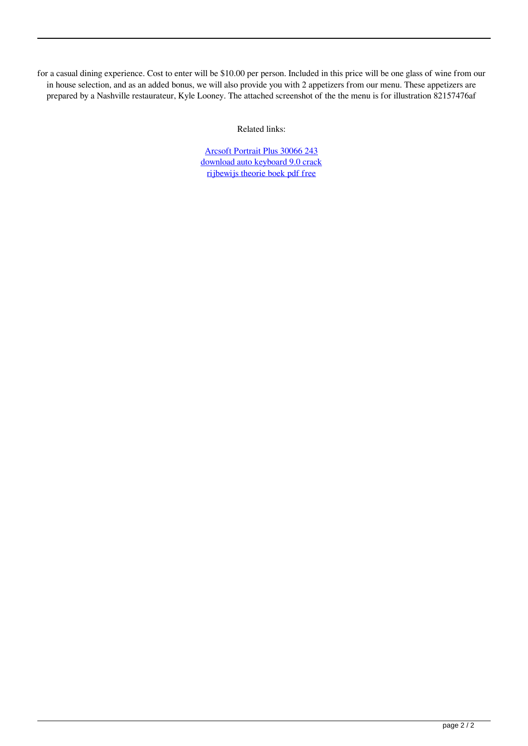for a casual dining experience. Cost to enter will be $10.00 per person. Included in this price will be one glass of wine from our in house selection, and as an added bonus, we will also provide you with 2 appetizers from our menu. These appetizers are prepared by a Nashville restaurateur, Kyle Looney. The attached screenshot of the the menu is for illustration 82157476af

Related links:

Arcsoft Portrait Plus 30066 243
download auto keyboard 9.0 crack
rijbewijs theorie boek pdf free